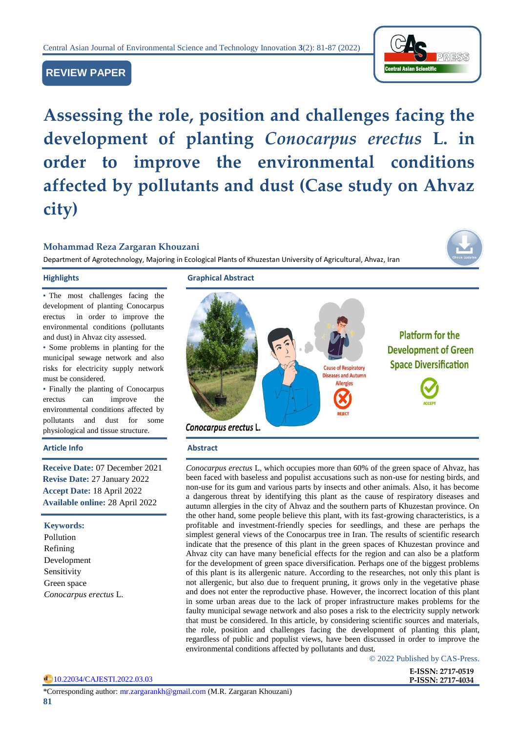REVIEW PAPER

# Assessing the role, position and challenges facing the development of planting *Conocarpus erectus* L. in order to improve the environmental conditions affected by pollutants and dust (Case study on Ahvaz city)

**Mohammad Reza Zargaran Khouzani**

Department of Agrotechnology, Majoring in Ecological Plants of Khuzestan University of Agricultural, Ahvaz, Iran

## Highlights

- The most challenges facing the development of planting Conocarpus erectus in order to improve the environmental conditions (pollutants and dust) in Ahvaz city assessed.
- Some problems in planting for the municipal sewage network and also risks for electricity supply network must be considered.
- Finally the planting of Conocarpus erectus can improve the environmental conditions affected by pollutants and dust for some physiological and tissue structure.

## Graphical Abstract

## Article Info

**Receive Date:** 07 December 2021
**Revise Date:** 27 January 2022
**Accept Date:** 18 April 2022
**Available online:** 28 April 2022

**Keywords:**
Pollution
Refining
Development
Sensitivity
Green space
*Conocarpus erectus* L.

## Abstract

*Conocarpus erectus* L, which occupies more than 60% of the green space of Ahvaz, has been faced with baseless and populist accusations such as non-use for nesting birds, and non-use for its gum and various parts by insects and other animals. Also, it has become a dangerous threat by identifying this plant as the cause of respiratory diseases and autumn allergies in the city of Ahvaz and the southern parts of Khuzestan province. On the other hand, some people believe this plant, with its fast-growing characteristics, is a profitable and investment-friendly species for seedlings, and these are perhaps the simplest general views of the Conocarpus tree in Iran. The results of scientific research indicate that the presence of this plant in the green spaces of Khuzestan province and Ahvaz city can have many beneficial effects for the region and can also be a platform for the development of green space diversification. Perhaps one of the biggest problems of this plant is its allergenic nature. According to the researches, not only this plant is not allergenic, but also due to frequent pruning, it grows only in the vegetative phase and does not enter the reproductive phase. However, the incorrect location of this plant in some urban areas due to the lack of proper infrastructure makes problems for the faulty municipal sewage network and also poses a risk to the electricity supply network that must be considered. In this article, by considering scientific sources and materials, the role, position and challenges facing the development of planting this plant, regardless of public and populist views, have been discussed in order to improve the environmental conditions affected by pollutants and dust.

© 2022 Published by CAS-Press.

10.22034/CAJESTI.2022.03.03

E-ISSN: 2717-0519
P-ISSN: 2717-4034

*Corresponding author: mr.zargarankh@gmail.com (M.R. Zargaran Khouzani)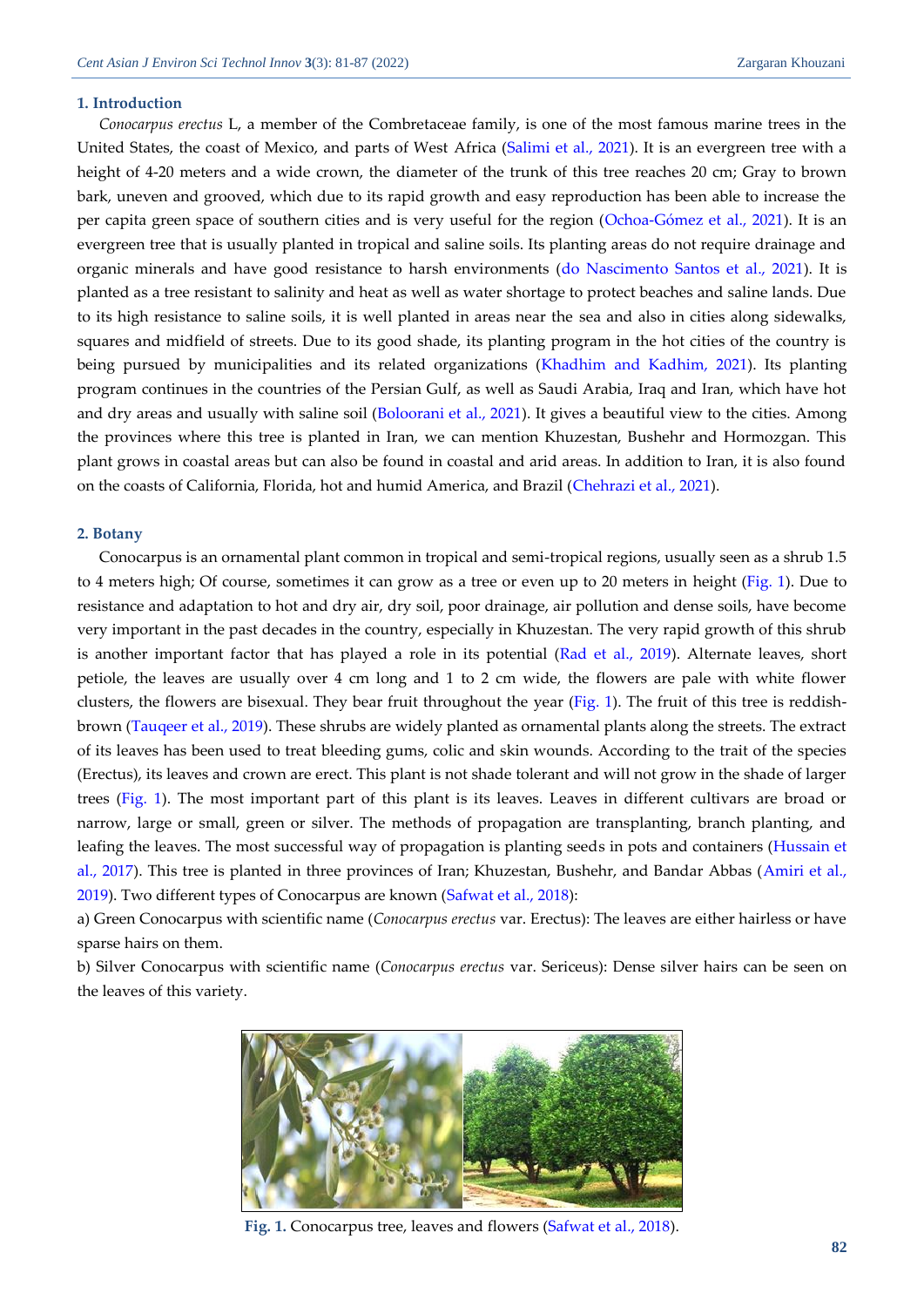## 1. Introduction

*Conocarpus erectus* L, a member of the Combretaceae family, is one of the most famous marine trees in the United States, the coast of Mexico, and parts of West Africa (Salimi et al., 2021). It is an evergreen tree with a height of 4-20 meters and a wide crown, the diameter of the trunk of this tree reaches 20 cm; Gray to brown bark, uneven and grooved, which due to its rapid growth and easy reproduction has been able to increase the per capita green space of southern cities and is very useful for the region (Ochoa-Gómez et al., 2021). It is an evergreen tree that is usually planted in tropical and saline soils. Its planting areas do not require drainage and organic minerals and have good resistance to harsh environments (do Nascimento Santos et al., 2021). It is planted as a tree resistant to salinity and heat as well as water shortage to protect beaches and saline lands. Due to its high resistance to saline soils, it is well planted in areas near the sea and also in cities along sidewalks, squares and midfield of streets. Due to its good shade, its planting program in the hot cities of the country is being pursued by municipalities and its related organizations (Khadhim and Kadhim, 2021). Its planting program continues in the countries of the Persian Gulf, as well as Saudi Arabia, Iraq and Iran, which have hot and dry areas and usually with saline soil (Boloorani et al., 2021). It gives a beautiful view to the cities. Among the provinces where this tree is planted in Iran, we can mention Khuzestan, Bushehr and Hormozgan. This plant grows in coastal areas but can also be found in coastal and arid areas. In addition to Iran, it is also found on the coasts of California, Florida, hot and humid America, and Brazil (Chehrazi et al., 2021).

## 2. Botany

Conocarpus is an ornamental plant common in tropical and semi-tropical regions, usually seen as a shrub 1.5 to 4 meters high; Of course, sometimes it can grow as a tree or even up to 20 meters in height (Fig. 1). Due to resistance and adaptation to hot and dry air, dry soil, poor drainage, air pollution and dense soils, have become very important in the past decades in the country, especially in Khuzestan. The very rapid growth of this shrub is another important factor that has played a role in its potential (Rad et al., 2019). Alternate leaves, short petiole, the leaves are usually over 4 cm long and 1 to 2 cm wide, the flowers are pale with white flower clusters, the flowers are bisexual. They bear fruit throughout the year (Fig. 1). The fruit of this tree is reddish-brown (Tauqeer et al., 2019). These shrubs are widely planted as ornamental plants along the streets. The extract of its leaves has been used to treat bleeding gums, colic and skin wounds. According to the trait of the species (Erectus), its leaves and crown are erect. This plant is not shade tolerant and will not grow in the shade of larger trees (Fig. 1). The most important part of this plant is its leaves. Leaves in different cultivars are broad or narrow, large or small, green or silver. The methods of propagation are transplanting, branch planting, and leafing the leaves. The most successful way of propagation is planting seeds in pots and containers (Hussain et al., 2017). This tree is planted in three provinces of Iran; Khuzestan, Bushehr, and Bandar Abbas (Amiri et al., 2019). Two different types of Conocarpus are known (Safwat et al., 2018):

a) Green Conocarpus with scientific name (*Conocarpus erectus* var. Erectus): The leaves are either hairless or have sparse hairs on them.

b) Silver Conocarpus with scientific name (*Conocarpus erectus* var. Sericeus): Dense silver hairs can be seen on the leaves of this variety.

**Fig. 1.** Conocarpus tree, leaves and flowers (Safwat et al., 2018).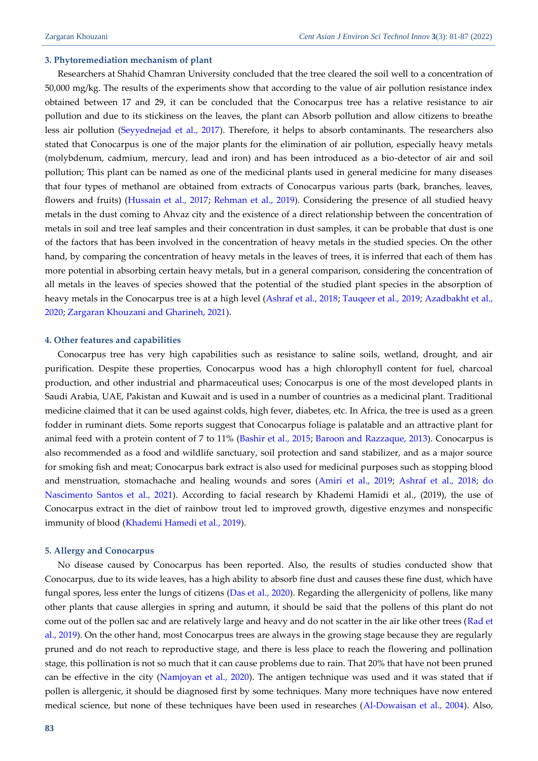### 3. Phytoremediation mechanism of plant

Researchers at Shahid Chamran University concluded that the tree cleared the soil well to a concentration of 50,000 mg/kg. The results of the experiments show that according to the value of air pollution resistance index obtained between 17 and 29, it can be concluded that the Conocarpus tree has a relative resistance to air pollution and due to its stickiness on the leaves, the plant can Absorb pollution and allow citizens to breathe less air pollution (Seyyednejad et al., 2017). Therefore, it helps to absorb contaminants. The researchers also stated that Conocarpus is one of the major plants for the elimination of air pollution, especially heavy metals (molybdenum, cadmium, mercury, lead and iron) and has been introduced as a bio-detector of air and soil pollution; This plant can be named as one of the medicinal plants used in general medicine for many diseases that four types of methanol are obtained from extracts of Conocarpus various parts (bark, branches, leaves, flowers and fruits) (Hussain et al., 2017; Rehman et al., 2019). Considering the presence of all studied heavy metals in the dust coming to Ahvaz city and the existence of a direct relationship between the concentration of metals in soil and tree leaf samples and their concentration in dust samples, it can be probable that dust is one of the factors that has been involved in the concentration of heavy metals in the studied species. On the other hand, by comparing the concentration of heavy metals in the leaves of trees, it is inferred that each of them has more potential in absorbing certain heavy metals, but in a general comparison, considering the concentration of all metals in the leaves of species showed that the potential of the studied plant species in the absorption of heavy metals in the Conocarpus tree is at a high level (Ashraf et al., 2018; Tauqeer et al., 2019; Azadbakht et al., 2020; Zargaran Khouzani and Gharineh, 2021).

### 4. Other features and capabilities

Conocarpus tree has very high capabilities such as resistance to saline soils, wetland, drought, and air purification. Despite these properties, Conocarpus wood has a high chlorophyll content for fuel, charcoal production, and other industrial and pharmaceutical uses; Conocarpus is one of the most developed plants in Saudi Arabia, UAE, Pakistan and Kuwait and is used in a number of countries as a medicinal plant. Traditional medicine claimed that it can be used against colds, high fever, diabetes, etc. In Africa, the tree is used as a green fodder in ruminant diets. Some reports suggest that Conocarpus foliage is palatable and an attractive plant for animal feed with a protein content of 7 to 11% (Bashir et al., 2015; Baroon and Razzaque, 2013). Conocarpus is also recommended as a food and wildlife sanctuary, soil protection and sand stabilizer, and as a major source for smoking fish and meat; Conocarpus bark extract is also used for medicinal purposes such as stopping blood and menstruation, stomachache and healing wounds and sores (Amiri et al., 2019; Ashraf et al., 2018; do Nascimento Santos et al., 2021). According to facial research by Khademi Hamidi et al., (2019), the use of Conocarpus extract in the diet of rainbow trout led to improved growth, digestive enzymes and nonspecific immunity of blood (Khademi Hamedi et al., 2019).

### 5. Allergy and Conocarpus

No disease caused by Conocarpus has been reported. Also, the results of studies conducted show that Conocarpus, due to its wide leaves, has a high ability to absorb fine dust and causes these fine dust, which have fungal spores, less enter the lungs of citizens (Das et al., 2020). Regarding the allergenicity of pollens, like many other plants that cause allergies in spring and autumn, it should be said that the pollens of this plant do not come out of the pollen sac and are relatively large and heavy and do not scatter in the air like other trees (Rad et al., 2019). On the other hand, most Conocarpus trees are always in the growing stage because they are regularly pruned and do not reach to reproductive stage, and there is less place to reach the flowering and pollination stage, this pollination is not so much that it can cause problems due to rain. That 20% that have not been pruned can be effective in the city (Namjoyan et al., 2020). The antigen technique was used and it was stated that if pollen is allergenic, it should be diagnosed first by some techniques. Many more techniques have now entered medical science, but none of these techniques have been used in researches (Al-Dowaisan et al., 2004). Also,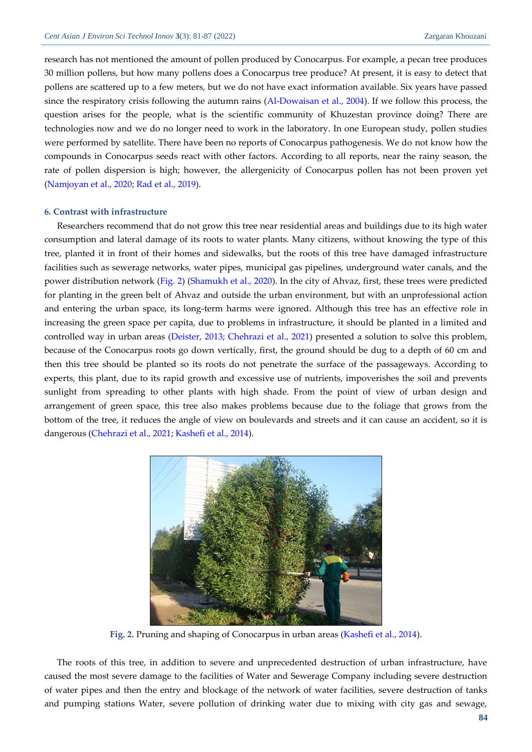research has not mentioned the amount of pollen produced by Conocarpus. For example, a pecan tree produces 30 million pollens, but how many pollens does a Conocarpus tree produce? At present, it is easy to detect that pollens are scattered up to a few meters, but we do not have exact information available. Six years have passed since the respiratory crisis following the autumn rains (Al-Dowaisan et al., 2004). If we follow this process, the question arises for the people, what is the scientific community of Khuzestan province doing? There are technologies now and we do no longer need to work in the laboratory. In one European study, pollen studies were performed by satellite. There have been no reports of Conocarpus pathogenesis. We do not know how the compounds in Conocarpus seeds react with other factors. According to all reports, near the rainy season, the rate of pollen dispersion is high; however, the allergenicity of Conocarpus pollen has not been proven yet (Namjoyan et al., 2020; Rad et al., 2019).

### 6. Contrast with infrastructure

Researchers recommend that do not grow this tree near residential areas and buildings due to its high water consumption and lateral damage of its roots to water plants. Many citizens, without knowing the type of this tree, planted it in front of their homes and sidewalks, but the roots of this tree have damaged infrastructure facilities such as sewerage networks, water pipes, municipal gas pipelines, underground water canals, and the power distribution network (Fig. 2) (Shamukh et al., 2020). In the city of Ahvaz, first, these trees were predicted for planting in the green belt of Ahvaz and outside the urban environment, but with an unprofessional action and entering the urban space, its long-term harms were ignored. Although this tree has an effective role in increasing the green space per capita, due to problems in infrastructure, it should be planted in a limited and controlled way in urban areas (Deister, 2013; Chehrazi et al., 2021) presented a solution to solve this problem, because of the Conocarpus roots go down vertically, first, the ground should be dug to a depth of 60 cm and then this tree should be planted so its roots do not penetrate the surface of the passageways. According to experts, this plant, due to its rapid growth and excessive use of nutrients, impoverishes the soil and prevents sunlight from spreading to other plants with high shade. From the point of view of urban design and arrangement of green space, this tree also makes problems because due to the foliage that grows from the bottom of the tree, it reduces the angle of view on boulevards and streets and it can cause an accident, so it is dangerous (Chehrazi et al., 2021; Kashefi et al., 2014).

**Fig. 2.** Pruning and shaping of Conocarpus in urban areas (Kashefi et al., 2014).

The roots of this tree, in addition to severe and unprecedented destruction of urban infrastructure, have caused the most severe damage to the facilities of Water and Sewerage Company including severe destruction of water pipes and then the entry and blockage of the network of water facilities, severe destruction of tanks and pumping stations Water, severe pollution of drinking water due to mixing with city gas and sewage,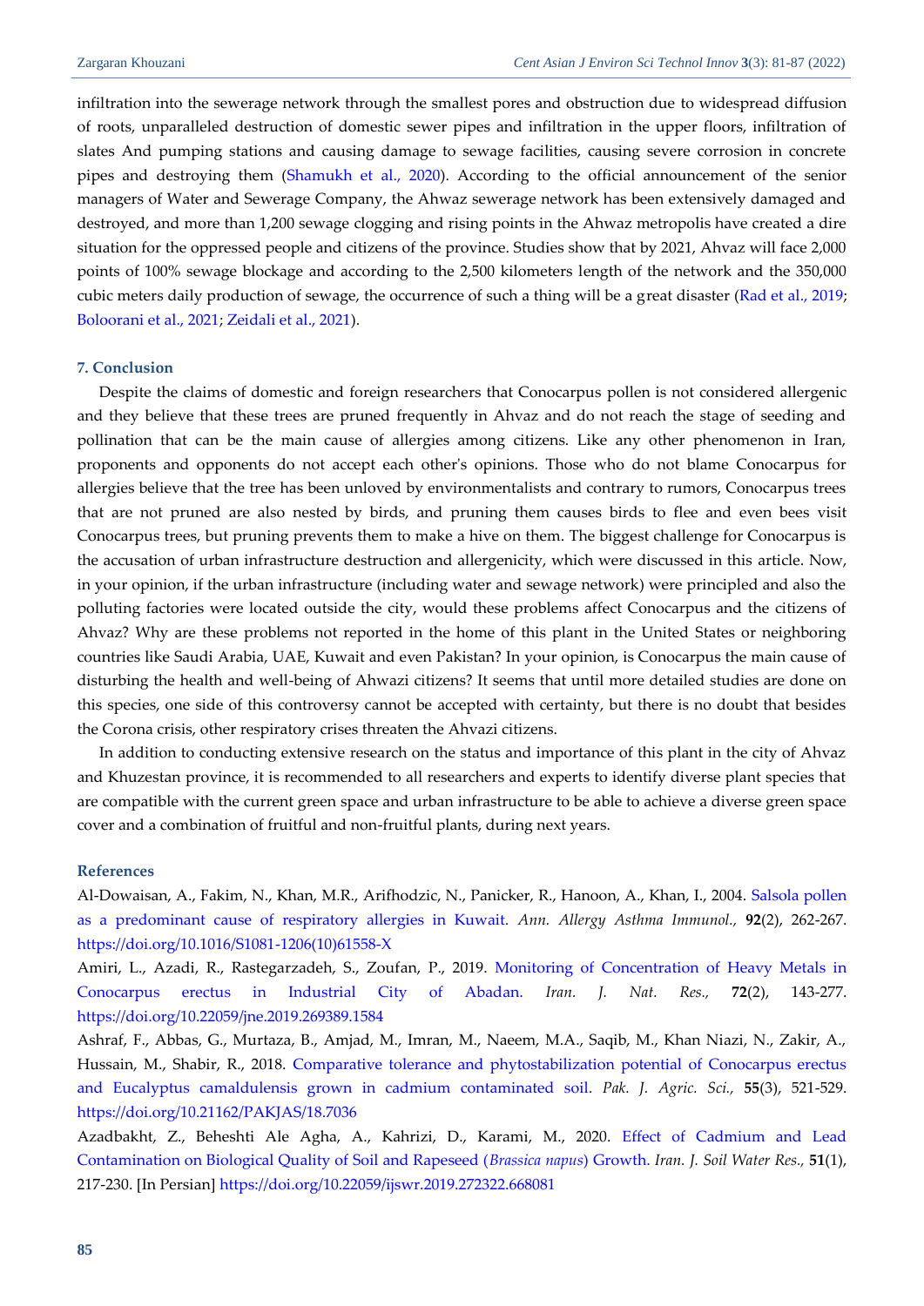infiltration into the sewerage network through the smallest pores and obstruction due to widespread diffusion of roots, unparalleled destruction of domestic sewer pipes and infiltration in the upper floors, infiltration of slates And pumping stations and causing damage to sewage facilities, causing severe corrosion in concrete pipes and destroying them (Shamukh et al., 2020). According to the official announcement of the senior managers of Water and Sewerage Company, the Ahwaz sewerage network has been extensively damaged and destroyed, and more than 1,200 sewage clogging and rising points in the Ahwaz metropolis have created a dire situation for the oppressed people and citizens of the province. Studies show that by 2021, Ahvaz will face 2,000 points of 100% sewage blockage and according to the 2,500 kilometers length of the network and the 350,000 cubic meters daily production of sewage, the occurrence of such a thing will be a great disaster (Rad et al., 2019; Boloorani et al., 2021; Zeidali et al., 2021).

## 7. Conclusion

Despite the claims of domestic and foreign researchers that Conocarpus pollen is not considered allergenic and they believe that these trees are pruned frequently in Ahvaz and do not reach the stage of seeding and pollination that can be the main cause of allergies among citizens. Like any other phenomenon in Iran, proponents and opponents do not accept each other's opinions. Those who do not blame Conocarpus for allergies believe that the tree has been unloved by environmentalists and contrary to rumors, Conocarpus trees that are not pruned are also nested by birds, and pruning them causes birds to flee and even bees visit Conocarpus trees, but pruning prevents them to make a hive on them. The biggest challenge for Conocarpus is the accusation of urban infrastructure destruction and allergenicity, which were discussed in this article. Now, in your opinion, if the urban infrastructure (including water and sewage network) were principled and also the polluting factories were located outside the city, would these problems affect Conocarpus and the citizens of Ahvaz? Why are these problems not reported in the home of this plant in the United States or neighboring countries like Saudi Arabia, UAE, Kuwait and even Pakistan? In your opinion, is Conocarpus the main cause of disturbing the health and well-being of Ahwazi citizens? It seems that until more detailed studies are done on this species, one side of this controversy cannot be accepted with certainty, but there is no doubt that besides the Corona crisis, other respiratory crises threaten the Ahvazi citizens.

In addition to conducting extensive research on the status and importance of this plant in the city of Ahvaz and Khuzestan province, it is recommended to all researchers and experts to identify diverse plant species that are compatible with the current green space and urban infrastructure to be able to achieve a diverse green space cover and a combination of fruitful and non-fruitful plants, during next years.

## References

Al-Dowaisan, A., Fakim, N., Khan, M.R., Arifhodzic, N., Panicker, R., Hanoon, A., Khan, I., 2004. Salsola pollen as a predominant cause of respiratory allergies in Kuwait. *Ann. Allergy Asthma Immunol.,* **92**(2), 262-267. https://doi.org/10.1016/S1081-1206(10)61558-X

Amiri, L., Azadi, R., Rastegarzadeh, S., Zoufan, P., 2019. Monitoring of Concentration of Heavy Metals in Conocarpus erectus in Industrial City of Abadan. *Iran. J. Nat. Res.,* **72**(2), 143-277. https://doi.org/10.22059/jne.2019.269389.1584

Ashraf, F., Abbas, G., Murtaza, B., Amjad, M., Imran, M., Naeem, M.A., Saqib, M., Khan Niazi, N., Zakir, A., Hussain, M., Shabir, R., 2018. Comparative tolerance and phytostabilization potential of Conocarpus erectus and Eucalyptus camaldulensis grown in cadmium contaminated soil. *Pak. J. Agric. Sci.,* **55**(3), 521-529. https://doi.org/10.21162/PAKJAS/18.7036

Azadbakht, Z., Beheshti Ale Agha, A., Kahrizi, D., Karami, M., 2020. Effect of Cadmium and Lead Contamination on Biological Quality of Soil and Rapeseed (*Brassica napus*) Growth. *Iran. J. Soil Water Res.,* **51**(1), 217-230. [In Persian] https://doi.org/10.22059/ijswr.2019.272322.668081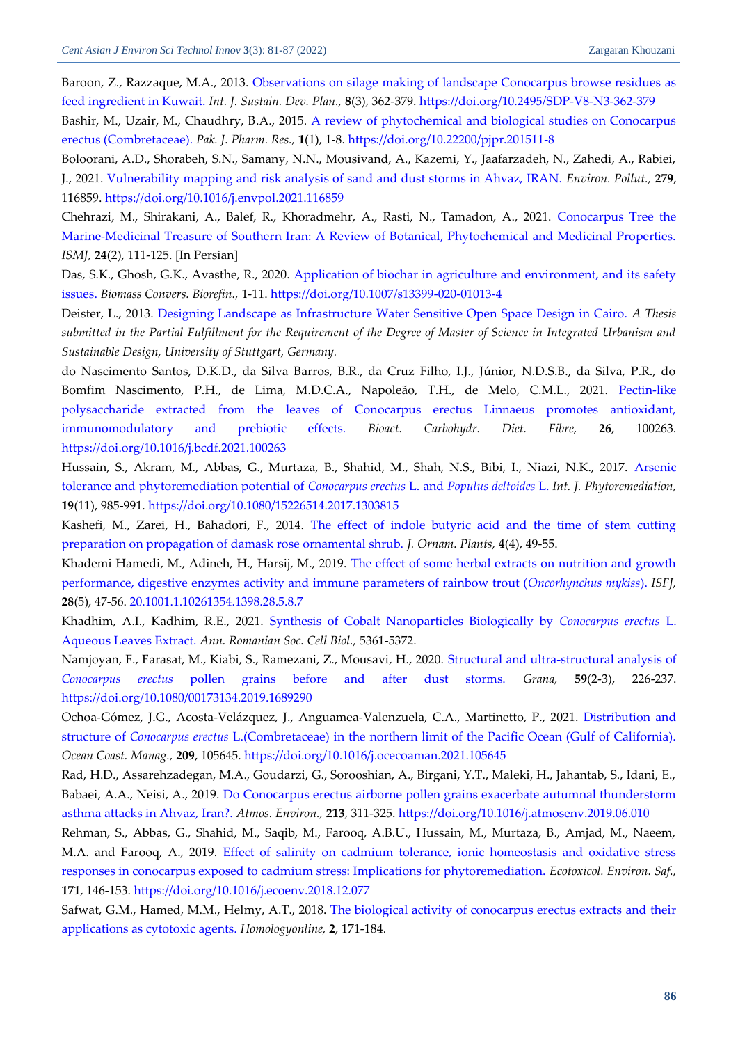Baroon, Z., Razzaque, M.A., 2013. Observations on silage making of landscape Conocarpus browse residues as feed ingredient in Kuwait. *Int. J. Sustain. Dev. Plan.,* **8**(3), 362-379. https://doi.org/10.2495/SDP-V8-N3-362-379

Bashir, M., Uzair, M., Chaudhry, B.A., 2015. A review of phytochemical and biological studies on Conocarpus erectus (Combretaceae). *Pak. J. Pharm. Res.,* **1**(1), 1-8. https://doi.org/10.22200/pjpr.201511-8

Boloorani, A.D., Shorabeh, S.N., Samany, N.N., Mousivand, A., Kazemi, Y., Jaafarzadeh, N., Zahedi, A., Rabiei, J., 2021. Vulnerability mapping and risk analysis of sand and dust storms in Ahvaz, IRAN. *Environ. Pollut.,* **279**, 116859. https://doi.org/10.1016/j.envpol.2021.116859

Chehrazi, M., Shirakani, A., Balef, R., Khoradmehr, A., Rasti, N., Tamadon, A., 2021. Conocarpus Tree the Marine-Medicinal Treasure of Southern Iran: A Review of Botanical, Phytochemical and Medicinal Properties. *ISMJ,* **24**(2), 111-125. [In Persian]

Das, S.K., Ghosh, G.K., Avasthe, R., 2020. Application of biochar in agriculture and environment, and its safety issues. *Biomass Convers. Biorefin.,* 1-11. https://doi.org/10.1007/s13399-020-01013-4

Deister, L., 2013. Designing Landscape as Infrastructure Water Sensitive Open Space Design in Cairo. *A Thesis submitted in the Partial Fulfillment for the Requirement of the Degree of Master of Science in Integrated Urbanism and Sustainable Design, University of Stuttgart, Germany.*

do Nascimento Santos, D.K.D., da Silva Barros, B.R., da Cruz Filho, I.J., Júnior, N.D.S.B., da Silva, P.R., do Bomfim Nascimento, P.H., de Lima, M.D.C.A., Napoleão, T.H., de Melo, C.M.L., 2021. Pectin-like polysaccharide extracted from the leaves of Conocarpus erectus Linnaeus promotes antioxidant, immunomodulatory and prebiotic effects. *Bioact. Carbohydr. Diet. Fibre,* **26**, 100263. https://doi.org/10.1016/j.bcdf.2021.100263

Hussain, S., Akram, M., Abbas, G., Murtaza, B., Shahid, M., Shah, N.S., Bibi, I., Niazi, N.K., 2017. Arsenic tolerance and phytoremediation potential of *Conocarpus erectus* L. and *Populus deltoides* L. *Int. J. Phytoremediation,* **19**(11), 985-991. https://doi.org/10.1080/15226514.2017.1303815

Kashefi, M., Zarei, H., Bahadori, F., 2014. The effect of indole butyric acid and the time of stem cutting preparation on propagation of damask rose ornamental shrub. *J. Ornam. Plants,* **4**(4), 49-55.

Khademi Hamedi, M., Adineh, H., Harsij, M., 2019. The effect of some herbal extracts on nutrition and growth performance, digestive enzymes activity and immune parameters of rainbow trout (*Oncorhynchus mykiss*). *ISFJ,* **28**(5), 47-56. 20.1001.1.10261354.1398.28.5.8.7

Khadhim, A.I., Kadhim, R.E., 2021. Synthesis of Cobalt Nanoparticles Biologically by *Conocarpus erectus* L. Aqueous Leaves Extract. *Ann. Romanian Soc. Cell Biol.,* 5361-5372.

Namjoyan, F., Farasat, M., Kiabi, S., Ramezani, Z., Mousavi, H., 2020. Structural and ultra-structural analysis of *Conocarpus erectus* pollen grains before and after dust storms. *Grana,* **59**(2-3), 226-237. https://doi.org/10.1080/00173134.2019.1689290

Ochoa-Gómez, J.G., Acosta-Velázquez, J., Anguamea-Valenzuela, C.A., Martinetto, P., 2021. Distribution and structure of *Conocarpus erectus* L.(Combretaceae) in the northern limit of the Pacific Ocean (Gulf of California). *Ocean Coast. Manag.,* **209**, 105645. https://doi.org/10.1016/j.ocecoaman.2021.105645

Rad, H.D., Assarehzadegan, M.A., Goudarzi, G., Sorooshian, A., Birgani, Y.T., Maleki, H., Jahantab, S., Idani, E., Babaei, A.A., Neisi, A., 2019. Do Conocarpus erectus airborne pollen grains exacerbate autumnal thunderstorm asthma attacks in Ahvaz, Iran?. *Atmos. Environ.,* **213**, 311-325. https://doi.org/10.1016/j.atmosenv.2019.06.010

Rehman, S., Abbas, G., Shahid, M., Saqib, M., Farooq, A.B.U., Hussain, M., Murtaza, B., Amjad, M., Naeem, M.A. and Farooq, A., 2019. Effect of salinity on cadmium tolerance, ionic homeostasis and oxidative stress responses in conocarpus exposed to cadmium stress: Implications for phytoremediation. *Ecotoxicol. Environ. Saf.,* **171**, 146-153. https://doi.org/10.1016/j.ecoenv.2018.12.077

Safwat, G.M., Hamed, M.M., Helmy, A.T., 2018. The biological activity of conocarpus erectus extracts and their applications as cytotoxic agents. *Homologyonline,* **2**, 171-184.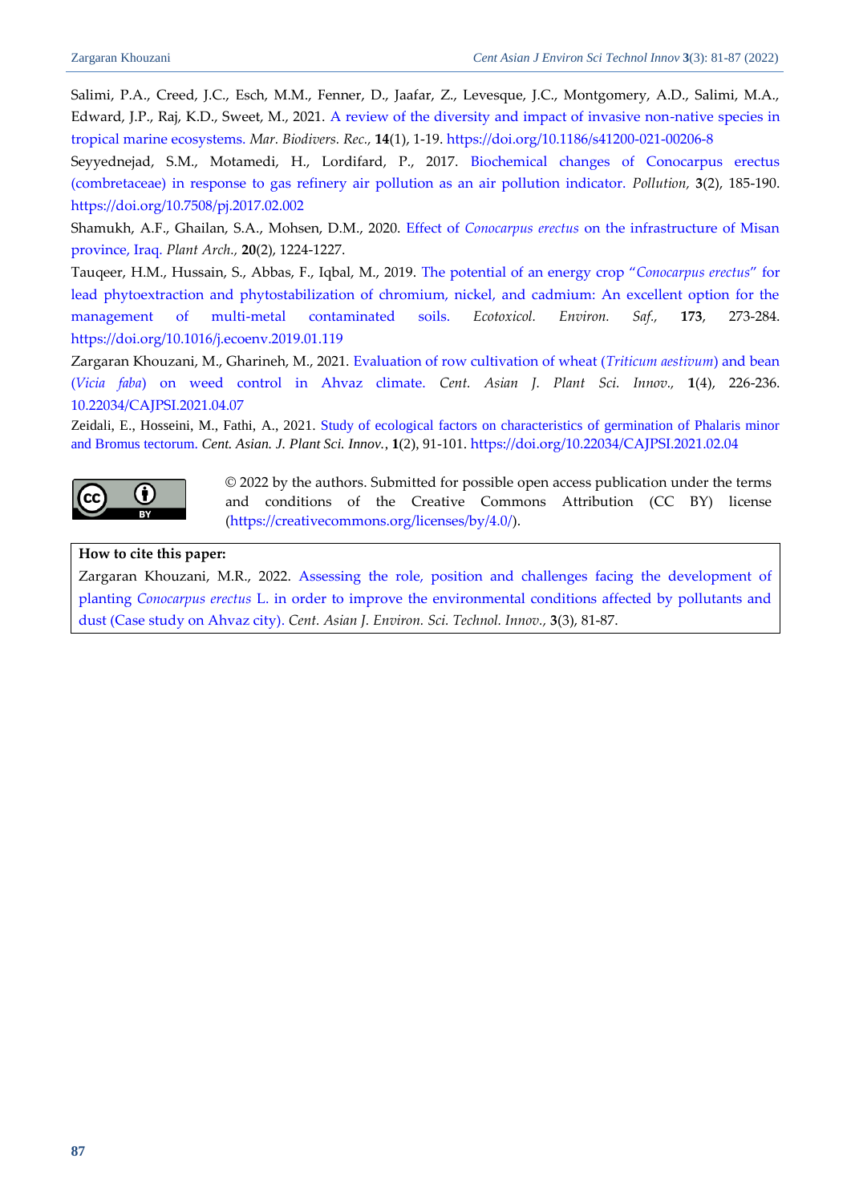Salimi, P.A., Creed, J.C., Esch, M.M., Fenner, D., Jaafar, Z., Levesque, J.C., Montgomery, A.D., Salimi, M.A., Edward, J.P., Raj, K.D., Sweet, M., 2021. A review of the diversity and impact of invasive non-native species in tropical marine ecosystems. *Mar. Biodivers. Rec.*, **14**(1), 1-19. https://doi.org/10.1186/s41200-021-00206-8

Seyyednejad, S.M., Motamedi, H., Lordifard, P., 2017. Biochemical changes of Conocarpus erectus (combretaceae) in response to gas refinery air pollution as an air pollution indicator. *Pollution,* **3**(2), 185-190. https://doi.org/10.7508/pj.2017.02.002

Shamukh, A.F., Ghailan, S.A., Mohsen, D.M., 2020. Effect of *Conocarpus erectus* on the infrastructure of Misan province, Iraq. *Plant Arch.,* **20**(2), 1224-1227.

Tauqeer, H.M., Hussain, S., Abbas, F., Iqbal, M., 2019. The potential of an energy crop "*Conocarpus erectus*" for lead phytoextraction and phytostabilization of chromium, nickel, and cadmium: An excellent option for the management of multi-metal contaminated soils. *Ecotoxicol. Environ. Saf.,* **173**, 273-284. https://doi.org/10.1016/j.ecoenv.2019.01.119

Zargaran Khouzani, M., Gharineh, M., 2021. Evaluation of row cultivation of wheat (*Triticum aestivum*) and bean (*Vicia faba*) on weed control in Ahvaz climate. *Cent. Asian J. Plant Sci. Innov.,* **1**(4), 226-236. 10.22034/CAJPSI.2021.04.07

Zeidali, E., Hosseini, M., Fathi, A., 2021. Study of ecological factors on characteristics of germination of Phalaris minor and Bromus tectorum. *Cent. Asian. J. Plant Sci. Innov.*, **1**(2), 91-101. https://doi.org/10.22034/CAJPSI.2021.02.04

© 2022 by the authors. Submitted for possible open access publication under the terms and conditions of the Creative Commons Attribution (CC BY) license (https://creativecommons.org/licenses/by/4.0/).

**How to cite this paper:**

Zargaran Khouzani, M.R., 2022. Assessing the role, position and challenges facing the development of planting *Conocarpus erectus* L. in order to improve the environmental conditions affected by pollutants and dust (Case study on Ahvaz city). *Cent. Asian J. Environ. Sci. Technol. Innov.,* **3**(3), 81-87.